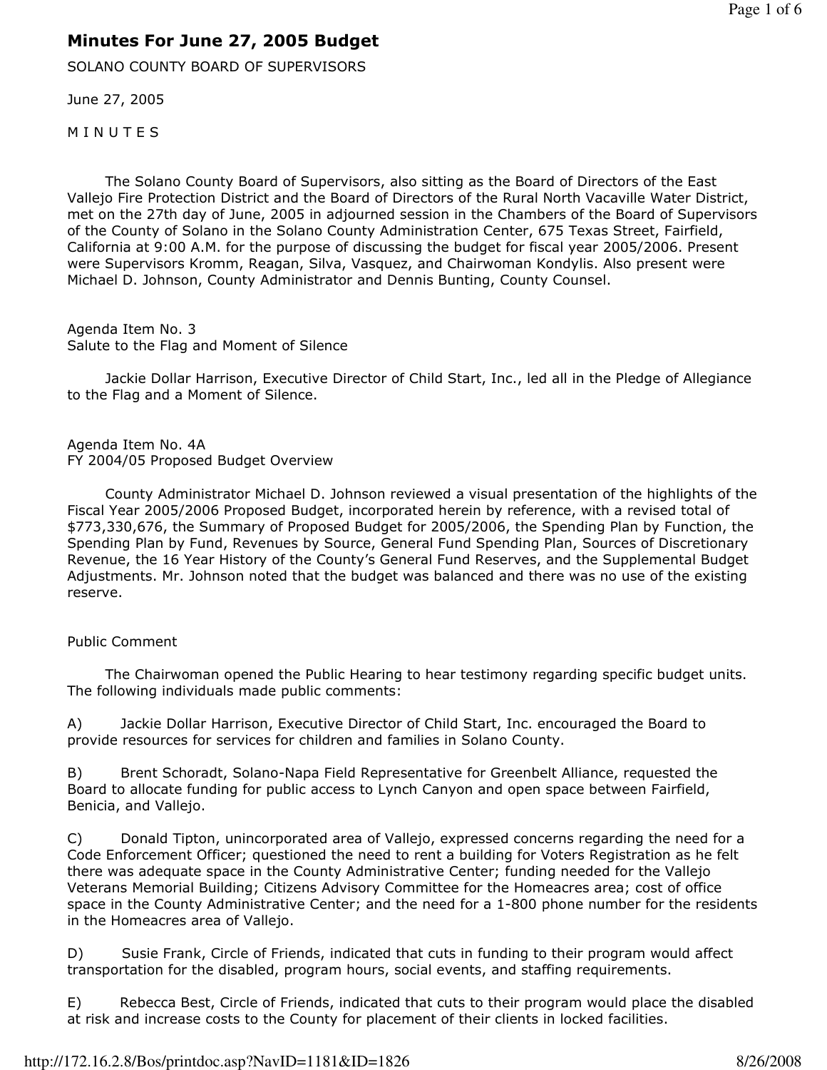# Minutes For June 27, 2005 Budget

SOLANO COUNTY BOARD OF SUPERVISORS

June 27, 2005

M I N U T E S

The Solano County Board of Supervisors, also sitting as the Board of Directors of the East Vallejo Fire Protection District and the Board of Directors of the Rural North Vacaville Water District, met on the 27th day of June, 2005 in adjourned session in the Chambers of the Board of Supervisors of the County of Solano in the Solano County Administration Center, 675 Texas Street, Fairfield, California at 9:00 A.M. for the purpose of discussing the budget for fiscal year 2005/2006. Present were Supervisors Kromm, Reagan, Silva, Vasquez, and Chairwoman Kondylis. Also present were Michael D. Johnson, County Administrator and Dennis Bunting, County Counsel.

Agenda Item No. 3
Salute to the Flag and Moment of Silence

Jackie Dollar Harrison, Executive Director of Child Start, Inc., led all in the Pledge of Allegiance to the Flag and a Moment of Silence.

Agenda Item No. 4A
FY 2004/05 Proposed Budget Overview

County Administrator Michael D. Johnson reviewed a visual presentation of the highlights of the Fiscal Year 2005/2006 Proposed Budget, incorporated herein by reference, with a revised total of $773,330,676, the Summary of Proposed Budget for 2005/2006, the Spending Plan by Function, the Spending Plan by Fund, Revenues by Source, General Fund Spending Plan, Sources of Discretionary Revenue, the 16 Year History of the County's General Fund Reserves, and the Supplemental Budget Adjustments. Mr. Johnson noted that the budget was balanced and there was no use of the existing reserve.

Public Comment

The Chairwoman opened the Public Hearing to hear testimony regarding specific budget units. The following individuals made public comments:

A) Jackie Dollar Harrison, Executive Director of Child Start, Inc. encouraged the Board to provide resources for services for children and families in Solano County.

B) Brent Schoradt, Solano-Napa Field Representative for Greenbelt Alliance, requested the Board to allocate funding for public access to Lynch Canyon and open space between Fairfield, Benicia, and Vallejo.

C) Donald Tipton, unincorporated area of Vallejo, expressed concerns regarding the need for a Code Enforcement Officer; questioned the need to rent a building for Voters Registration as he felt there was adequate space in the County Administrative Center; funding needed for the Vallejo Veterans Memorial Building; Citizens Advisory Committee for the Homeacres area; cost of office space in the County Administrative Center; and the need for a 1-800 phone number for the residents in the Homeacres area of Vallejo.

D) Susie Frank, Circle of Friends, indicated that cuts in funding to their program would affect transportation for the disabled, program hours, social events, and staffing requirements.

E) Rebecca Best, Circle of Friends, indicated that cuts to their program would place the disabled at risk and increase costs to the County for placement of their clients in locked facilities.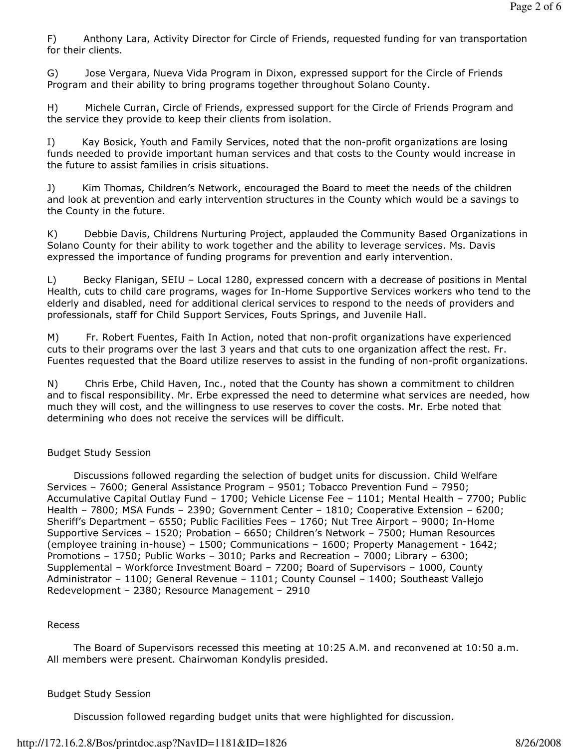F) Anthony Lara, Activity Director for Circle of Friends, requested funding for van transportation for their clients.

G) Jose Vergara, Nueva Vida Program in Dixon, expressed support for the Circle of Friends Program and their ability to bring programs together throughout Solano County.

H) Michele Curran, Circle of Friends, expressed support for the Circle of Friends Program and the service they provide to keep their clients from isolation.

I) Kay Bosick, Youth and Family Services, noted that the non-profit organizations are losing funds needed to provide important human services and that costs to the County would increase in the future to assist families in crisis situations.

J) Kim Thomas, Children's Network, encouraged the Board to meet the needs of the children and look at prevention and early intervention structures in the County which would be a savings to the County in the future.

K) Debbie Davis, Childrens Nurturing Project, applauded the Community Based Organizations in Solano County for their ability to work together and the ability to leverage services. Ms. Davis expressed the importance of funding programs for prevention and early intervention.

L) Becky Flanigan, SEIU – Local 1280, expressed concern with a decrease of positions in Mental Health, cuts to child care programs, wages for In-Home Supportive Services workers who tend to the elderly and disabled, need for additional clerical services to respond to the needs of providers and professionals, staff for Child Support Services, Fouts Springs, and Juvenile Hall.

M) Fr. Robert Fuentes, Faith In Action, noted that non-profit organizations have experienced cuts to their programs over the last 3 years and that cuts to one organization affect the rest. Fr. Fuentes requested that the Board utilize reserves to assist in the funding of non-profit organizations.

N) Chris Erbe, Child Haven, Inc., noted that the County has shown a commitment to children and to fiscal responsibility. Mr. Erbe expressed the need to determine what services are needed, how much they will cost, and the willingness to use reserves to cover the costs. Mr. Erbe noted that determining who does not receive the services will be difficult.

Budget Study Session

Discussions followed regarding the selection of budget units for discussion. Child Welfare Services – 7600; General Assistance Program – 9501; Tobacco Prevention Fund – 7950; Accumulative Capital Outlay Fund – 1700; Vehicle License Fee – 1101; Mental Health – 7700; Public Health – 7800; MSA Funds – 2390; Government Center – 1810; Cooperative Extension – 6200; Sheriff's Department – 6550; Public Facilities Fees – 1760; Nut Tree Airport – 9000; In-Home Supportive Services – 1520; Probation – 6650; Children's Network – 7500; Human Resources (employee training in-house) – 1500; Communications – 1600; Property Management - 1642; Promotions – 1750; Public Works – 3010; Parks and Recreation – 7000; Library – 6300; Supplemental – Workforce Investment Board – 7200; Board of Supervisors – 1000, County Administrator – 1100; General Revenue – 1101; County Counsel – 1400; Southeast Vallejo Redevelopment – 2380; Resource Management – 2910

Recess

The Board of Supervisors recessed this meeting at 10:25 A.M. and reconvened at 10:50 a.m. All members were present. Chairwoman Kondylis presided.

Budget Study Session

Discussion followed regarding budget units that were highlighted for discussion.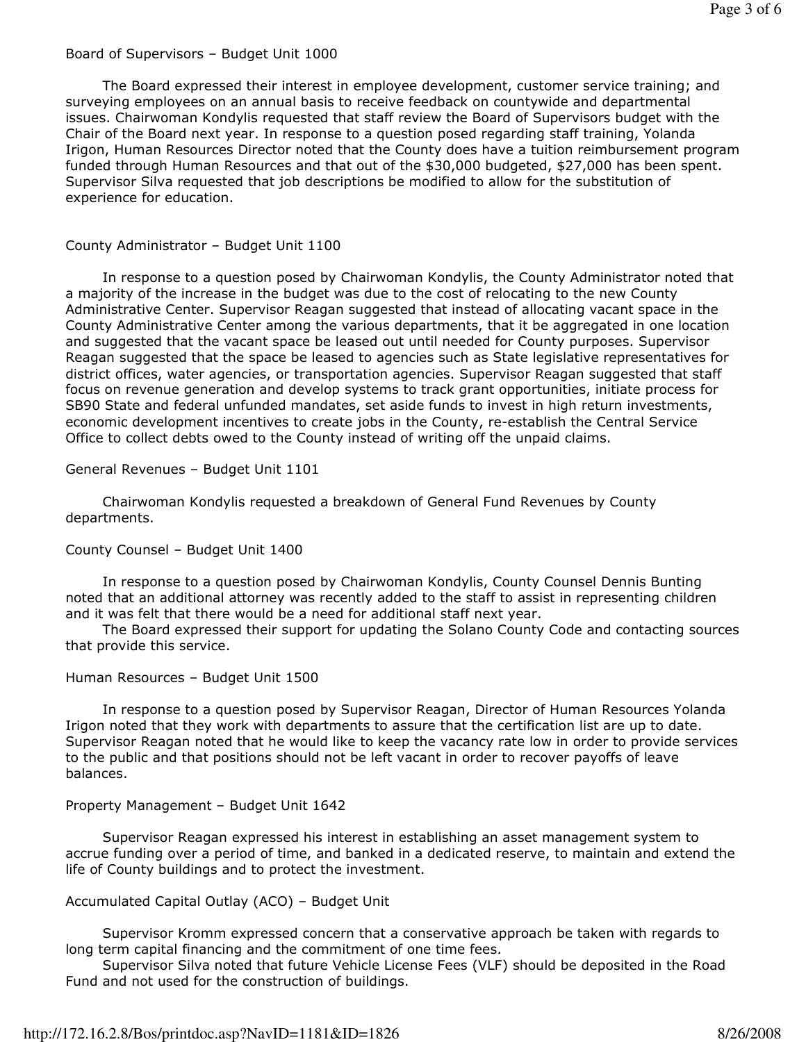### Board of Supervisors – Budget Unit 1000

The Board expressed their interest in employee development, customer service training; and surveying employees on an annual basis to receive feedback on countywide and departmental issues. Chairwoman Kondylis requested that staff review the Board of Supervisors budget with the Chair of the Board next year. In response to a question posed regarding staff training, Yolanda Irigon, Human Resources Director noted that the County does have a tuition reimbursement program funded through Human Resources and that out of the $30,000 budgeted, $27,000 has been spent. Supervisor Silva requested that job descriptions be modified to allow for the substitution of experience for education.

### County Administrator – Budget Unit 1100

In response to a question posed by Chairwoman Kondylis, the County Administrator noted that a majority of the increase in the budget was due to the cost of relocating to the new County Administrative Center. Supervisor Reagan suggested that instead of allocating vacant space in the County Administrative Center among the various departments, that it be aggregated in one location and suggested that the vacant space be leased out until needed for County purposes. Supervisor Reagan suggested that the space be leased to agencies such as State legislative representatives for district offices, water agencies, or transportation agencies. Supervisor Reagan suggested that staff focus on revenue generation and develop systems to track grant opportunities, initiate process for SB90 State and federal unfunded mandates, set aside funds to invest in high return investments, economic development incentives to create jobs in the County, re-establish the Central Service Office to collect debts owed to the County instead of writing off the unpaid claims.

### General Revenues – Budget Unit 1101

Chairwoman Kondylis requested a breakdown of General Fund Revenues by County departments.

### County Counsel – Budget Unit 1400

In response to a question posed by Chairwoman Kondylis, County Counsel Dennis Bunting noted that an additional attorney was recently added to the staff to assist in representing children and it was felt that there would be a need for additional staff next year.

The Board expressed their support for updating the Solano County Code and contacting sources that provide this service.

### Human Resources – Budget Unit 1500

In response to a question posed by Supervisor Reagan, Director of Human Resources Yolanda Irigon noted that they work with departments to assure that the certification list are up to date. Supervisor Reagan noted that he would like to keep the vacancy rate low in order to provide services to the public and that positions should not be left vacant in order to recover payoffs of leave balances.

### Property Management – Budget Unit 1642

Supervisor Reagan expressed his interest in establishing an asset management system to accrue funding over a period of time, and banked in a dedicated reserve, to maintain and extend the life of County buildings and to protect the investment.

### Accumulated Capital Outlay (ACO) – Budget Unit

Supervisor Kromm expressed concern that a conservative approach be taken with regards to long term capital financing and the commitment of one time fees.

Supervisor Silva noted that future Vehicle License Fees (VLF) should be deposited in the Road Fund and not used for the construction of buildings.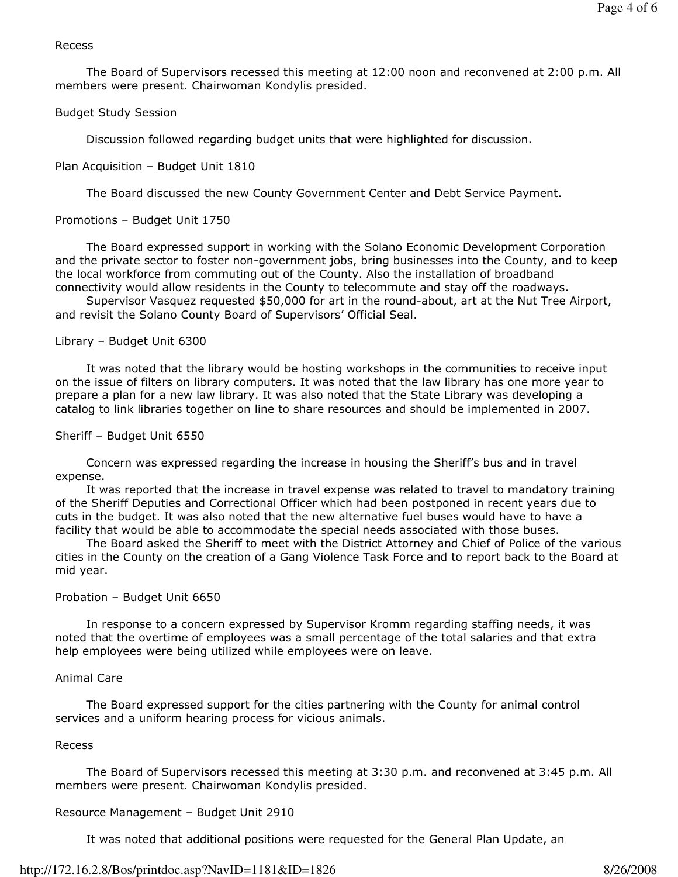## Recess

The Board of Supervisors recessed this meeting at 12:00 noon and reconvened at 2:00 p.m. All members were present. Chairwoman Kondylis presided.

## Budget Study Session

Discussion followed regarding budget units that were highlighted for discussion.

### Plan Acquisition – Budget Unit 1810

The Board discussed the new County Government Center and Debt Service Payment.

### Promotions – Budget Unit 1750

The Board expressed support in working with the Solano Economic Development Corporation and the private sector to foster non-government jobs, bring businesses into the County, and to keep the local workforce from commuting out of the County. Also the installation of broadband connectivity would allow residents in the County to telecommute and stay off the roadways.

Supervisor Vasquez requested $50,000 for art in the round-about, art at the Nut Tree Airport, and revisit the Solano County Board of Supervisors' Official Seal.

### Library – Budget Unit 6300

It was noted that the library would be hosting workshops in the communities to receive input on the issue of filters on library computers. It was noted that the law library has one more year to prepare a plan for a new law library. It was also noted that the State Library was developing a catalog to link libraries together on line to share resources and should be implemented in 2007.

### Sheriff – Budget Unit 6550

Concern was expressed regarding the increase in housing the Sheriff's bus and in travel expense.

It was reported that the increase in travel expense was related to travel to mandatory training of the Sheriff Deputies and Correctional Officer which had been postponed in recent years due to cuts in the budget. It was also noted that the new alternative fuel buses would have to have a facility that would be able to accommodate the special needs associated with those buses.

The Board asked the Sheriff to meet with the District Attorney and Chief of Police of the various cities in the County on the creation of a Gang Violence Task Force and to report back to the Board at mid year.

### Probation – Budget Unit 6650

In response to a concern expressed by Supervisor Kromm regarding staffing needs, it was noted that the overtime of employees was a small percentage of the total salaries and that extra help employees were being utilized while employees were on leave.

### Animal Care

The Board expressed support for the cities partnering with the County for animal control services and a uniform hearing process for vicious animals.

## Recess

The Board of Supervisors recessed this meeting at 3:30 p.m. and reconvened at 3:45 p.m. All members were present. Chairwoman Kondylis presided.

### Resource Management – Budget Unit 2910

It was noted that additional positions were requested for the General Plan Update, an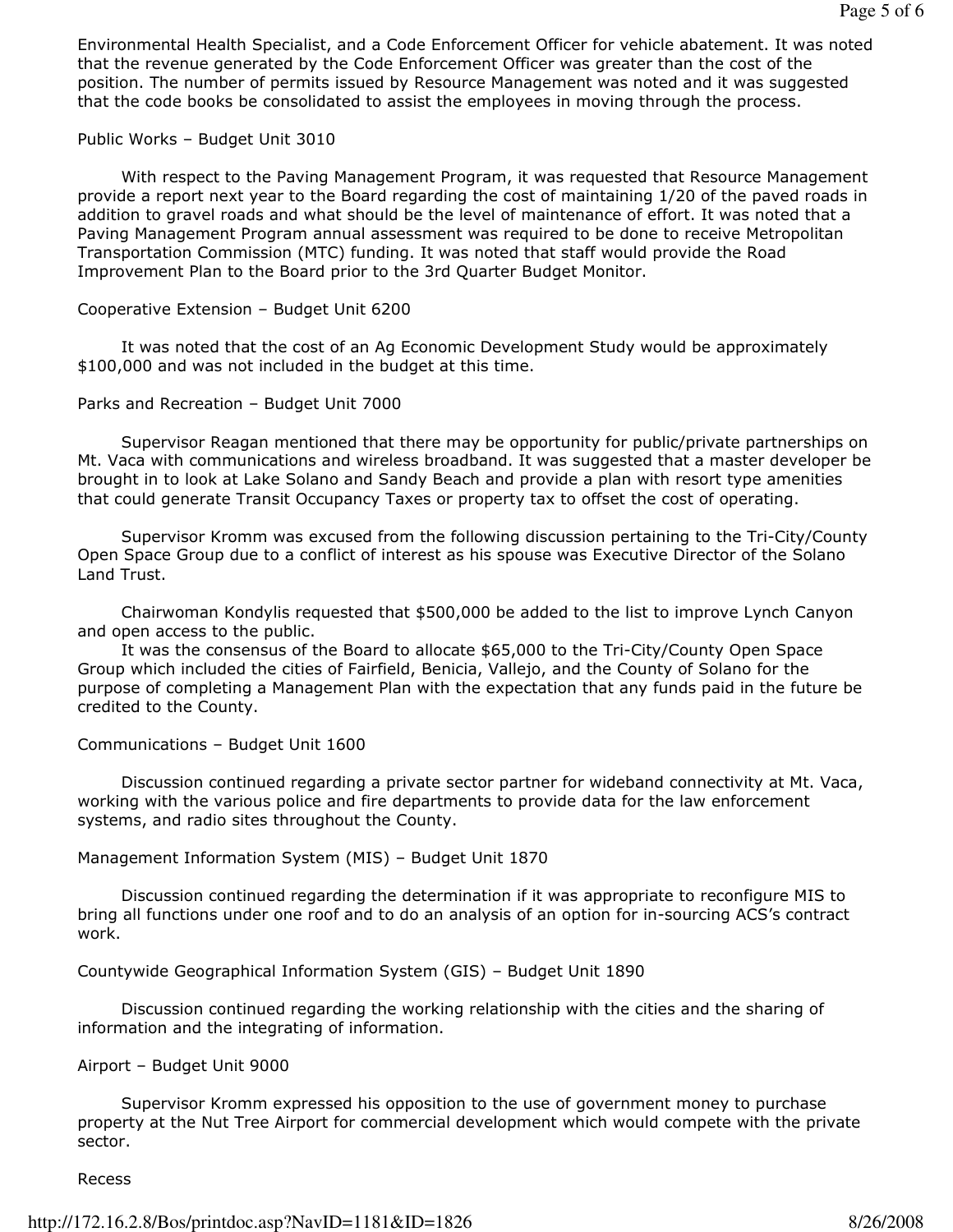Environmental Health Specialist, and a Code Enforcement Officer for vehicle abatement. It was noted that the revenue generated by the Code Enforcement Officer was greater than the cost of the position. The number of permits issued by Resource Management was noted and it was suggested that the code books be consolidated to assist the employees in moving through the process.

Public Works – Budget Unit 3010

With respect to the Paving Management Program, it was requested that Resource Management provide a report next year to the Board regarding the cost of maintaining 1/20 of the paved roads in addition to gravel roads and what should be the level of maintenance of effort. It was noted that a Paving Management Program annual assessment was required to be done to receive Metropolitan Transportation Commission (MTC) funding. It was noted that staff would provide the Road Improvement Plan to the Board prior to the 3rd Quarter Budget Monitor.

Cooperative Extension – Budget Unit 6200

It was noted that the cost of an Ag Economic Development Study would be approximately $100,000 and was not included in the budget at this time.

Parks and Recreation – Budget Unit 7000

Supervisor Reagan mentioned that there may be opportunity for public/private partnerships on Mt. Vaca with communications and wireless broadband. It was suggested that a master developer be brought in to look at Lake Solano and Sandy Beach and provide a plan with resort type amenities that could generate Transit Occupancy Taxes or property tax to offset the cost of operating.

Supervisor Kromm was excused from the following discussion pertaining to the Tri-City/County Open Space Group due to a conflict of interest as his spouse was Executive Director of the Solano Land Trust.

Chairwoman Kondylis requested that $500,000 be added to the list to improve Lynch Canyon and open access to the public.

It was the consensus of the Board to allocate $65,000 to the Tri-City/County Open Space Group which included the cities of Fairfield, Benicia, Vallejo, and the County of Solano for the purpose of completing a Management Plan with the expectation that any funds paid in the future be credited to the County.

Communications – Budget Unit 1600

Discussion continued regarding a private sector partner for wideband connectivity at Mt. Vaca, working with the various police and fire departments to provide data for the law enforcement systems, and radio sites throughout the County.

Management Information System (MIS) – Budget Unit 1870

Discussion continued regarding the determination if it was appropriate to reconfigure MIS to bring all functions under one roof and to do an analysis of an option for in-sourcing ACS's contract work.

Countywide Geographical Information System (GIS) – Budget Unit 1890

Discussion continued regarding the working relationship with the cities and the sharing of information and the integrating of information.

Airport – Budget Unit 9000

Supervisor Kromm expressed his opposition to the use of government money to purchase property at the Nut Tree Airport for commercial development which would compete with the private sector.

Recess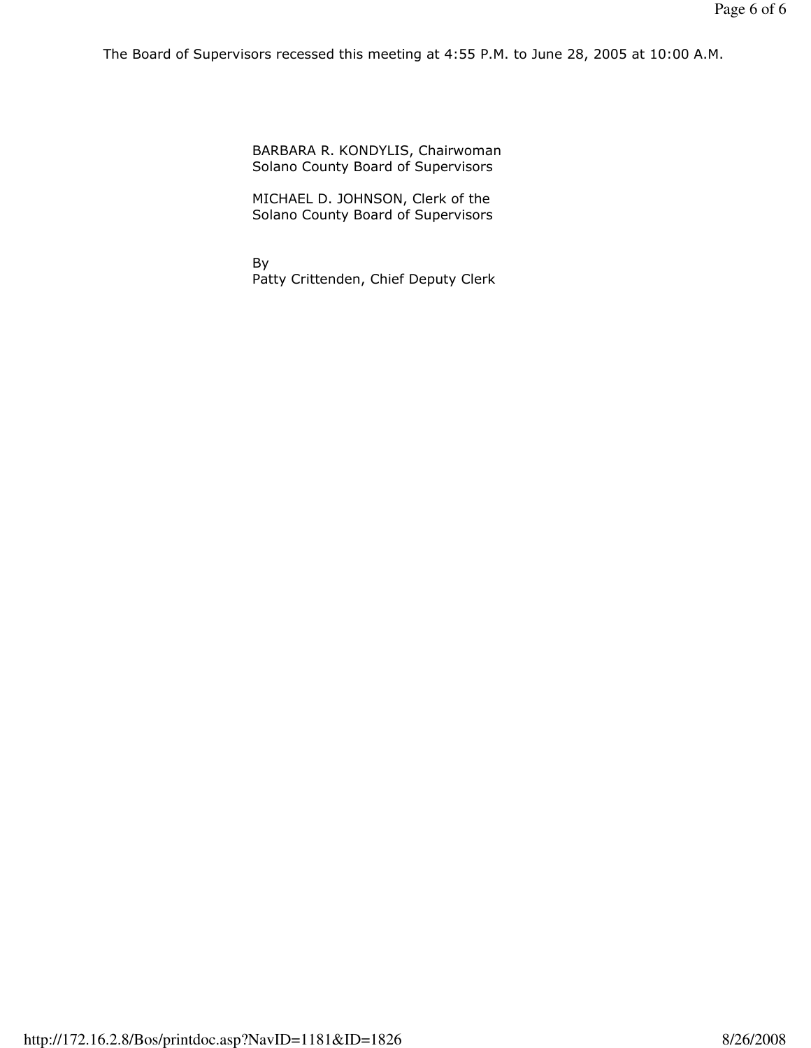The Board of Supervisors recessed this meeting at 4:55 P.M. to June 28, 2005 at 10:00 A.M.

BARBARA R. KONDYLIS, Chairwoman
Solano County Board of Supervisors

MICHAEL D. JOHNSON, Clerk of the
Solano County Board of Supervisors

By
Patty Crittenden, Chief Deputy Clerk